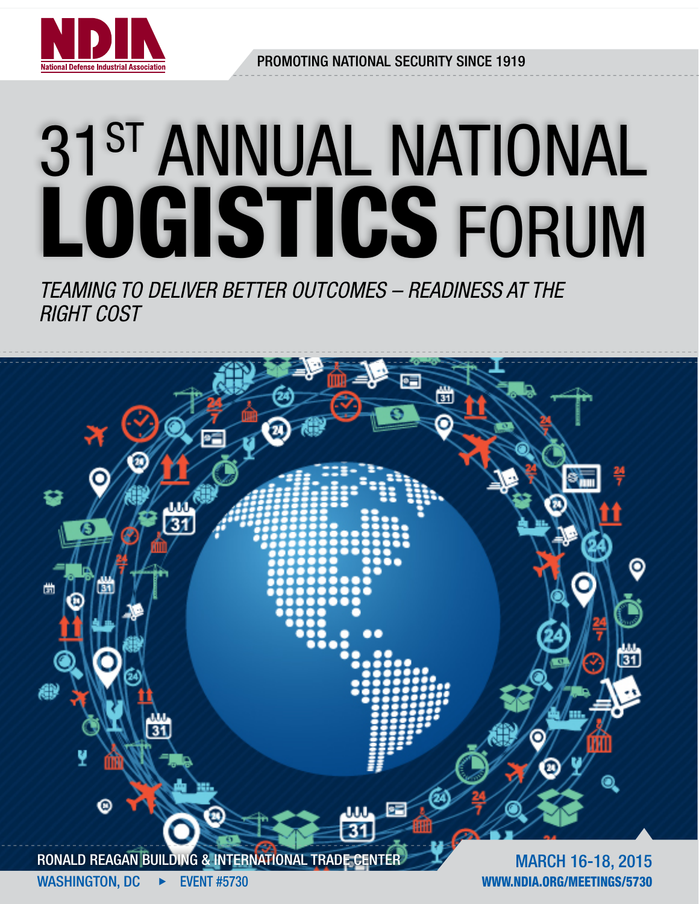NDIA

National Defense Industrial Association

PROMOTING NATIONAL SECURITY SINCE 1919

# 31ST ANNUAL NATIONAL LOGISTICS FORUM

*TEAMING TO DELIVER BETTER OUTCOMES – READINESS AT THE RIGHT COST*

RONALD REAGAN BUILDING & INTERNATIONAL TRADE CENTER

WASHINGTON, DC ► EVENT #5730

MARCH 16-18, 2015

WWW.NDIA.ORG/MEETINGS/5730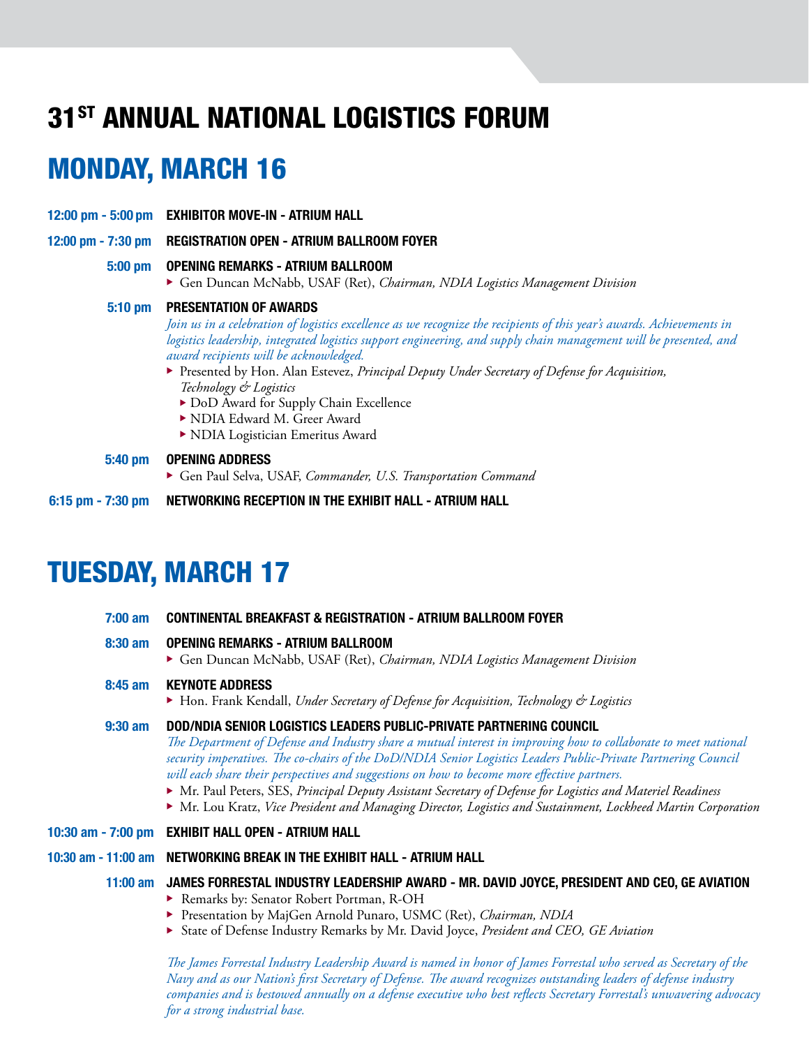# 31ST ANNUAL NATIONAL LOGISTICS FORUM

## MONDAY, MARCH 16

**12:00 pm - 5:00 pm** **EXHIBITOR MOVE-IN - ATRIUM HALL**

**12:00 pm - 7:30 pm** **REGISTRATION OPEN - ATRIUM BALLROOM FOYER**

**5:00 pm** **OPENING REMARKS - ATRIUM BALLROOM**

- Gen Duncan McNabb, USAF (Ret), *Chairman, NDIA Logistics Management Division*

**5:10 pm** **PRESENTATION OF AWARDS**

*Join us in a celebration of logistics excellence as we recognize the recipients of this year's awards. Achievements in logistics leadership, integrated logistics support engineering, and supply chain management will be presented, and award recipients will be acknowledged.*

- Presented by Hon. Alan Estevez, *Principal Deputy Under Secretary of Defense for Acquisition, Technology & Logistics*
  - DoD Award for Supply Chain Excellence
  - NDIA Edward M. Greer Award
  - NDIA Logistician Emeritus Award

**5:40 pm** **OPENING ADDRESS**

- Gen Paul Selva, USAF, *Commander, U.S. Transportation Command*

**6:15 pm - 7:30 pm** **NETWORKING RECEPTION IN THE EXHIBIT HALL - ATRIUM HALL**

## TUESDAY, MARCH 17

**7:00 am** **CONTINENTAL BREAKFAST & REGISTRATION - ATRIUM BALLROOM FOYER**

**8:30 am** **OPENING REMARKS - ATRIUM BALLROOM**

- Gen Duncan McNabb, USAF (Ret), *Chairman, NDIA Logistics Management Division*

**8:45 am** **KEYNOTE ADDRESS**

- Hon. Frank Kendall, *Under Secretary of Defense for Acquisition, Technology & Logistics*

**9:30 am** **DOD/NDIA SENIOR LOGISTICS LEADERS PUBLIC-PRIVATE PARTNERING COUNCIL**

*The Department of Defense and Industry share a mutual interest in improving how to collaborate to meet national security imperatives. The co-chairs of the DoD/NDIA Senior Logistics Leaders Public-Private Partnering Council will each share their perspectives and suggestions on how to become more effective partners.*

- Mr. Paul Peters, SES, *Principal Deputy Assistant Secretary of Defense for Logistics and Materiel Readiness*
- Mr. Lou Kratz, *Vice President and Managing Director, Logistics and Sustainment, Lockheed Martin Corporation*

**10:30 am - 7:00 pm** **EXHIBIT HALL OPEN - ATRIUM HALL**

**10:30 am - 11:00 am** **NETWORKING BREAK IN THE EXHIBIT HALL - ATRIUM HALL**

**11:00 am** **JAMES FORRESTAL INDUSTRY LEADERSHIP AWARD - MR. DAVID JOYCE, PRESIDENT AND CEO, GE AVIATION**

- Remarks by: Senator Robert Portman, R-OH
- Presentation by MajGen Arnold Punaro, USMC (Ret), *Chairman, NDIA*
- State of Defense Industry Remarks by Mr. David Joyce, *President and CEO, GE Aviation*

*The James Forrestal Industry Leadership Award is named in honor of James Forrestal who served as Secretary of the Navy and as our Nation's first Secretary of Defense. The award recognizes outstanding leaders of defense industry companies and is bestowed annually on a defense executive who best reflects Secretary Forrestal's unwavering advocacy for a strong industrial base.*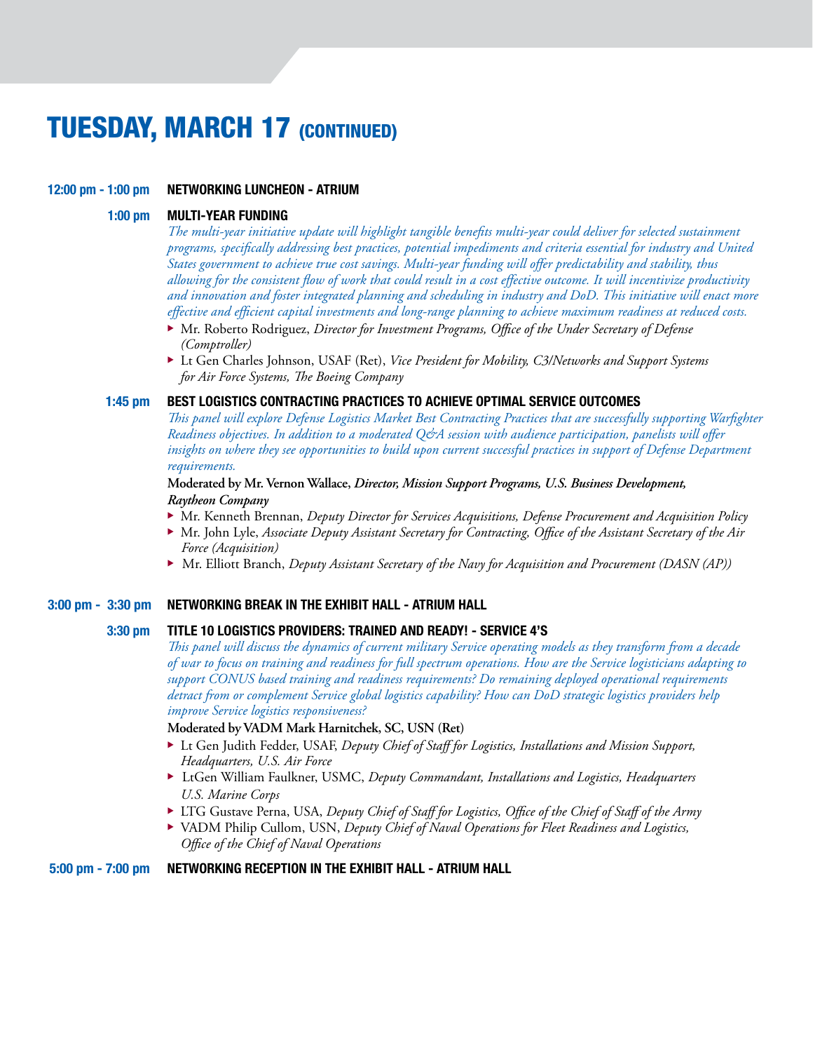# TUESDAY, MARCH 17 (CONTINUED)

**12:00 pm - 1:00 pm** **NETWORKING LUNCHEON - ATRIUM**

**1:00 pm** **MULTI-YEAR FUNDING**

*The multi-year initiative update will highlight tangible benefits multi-year could deliver for selected sustainment programs, specifically addressing best practices, potential impediments and criteria essential for industry and United States government to achieve true cost savings. Multi-year funding will offer predictability and stability, thus allowing for the consistent flow of work that could result in a cost effective outcome. It will incentivize productivity and innovation and foster integrated planning and scheduling in industry and DoD. This initiative will enact more effective and efficient capital investments and long-range planning to achieve maximum readiness at reduced costs.*

- Mr. Roberto Rodriguez, *Director for Investment Programs, Office of the Under Secretary of Defense (Comptroller)*
- Lt Gen Charles Johnson, USAF (Ret), *Vice President for Mobility, C3/Networks and Support Systems for Air Force Systems, The Boeing Company*

**1:45 pm** **BEST LOGISTICS CONTRACTING PRACTICES TO ACHIEVE OPTIMAL SERVICE OUTCOMES**

*This panel will explore Defense Logistics Market Best Contracting Practices that are successfully supporting Warfighter Readiness objectives. In addition to a moderated Q&A session with audience participation, panelists will offer insights on where they see opportunities to build upon current successful practices in support of Defense Department requirements.*

**Moderated by Mr. Vernon Wallace,** ***Director, Mission Support Programs, U.S. Business Development, Raytheon Company***

- Mr. Kenneth Brennan, *Deputy Director for Services Acquisitions, Defense Procurement and Acquisition Policy*
- Mr. John Lyle, *Associate Deputy Assistant Secretary for Contracting, Office of the Assistant Secretary of the Air Force (Acquisition)*
- Mr. Elliott Branch, *Deputy Assistant Secretary of the Navy for Acquisition and Procurement (DASN (AP))*

**3:00 pm - 3:30 pm** **NETWORKING BREAK IN THE EXHIBIT HALL - ATRIUM HALL**

**3:30 pm** **TITLE 10 LOGISTICS PROVIDERS: TRAINED AND READY! - SERVICE 4'S**

*This panel will discuss the dynamics of current military Service operating models as they transform from a decade of war to focus on training and readiness for full spectrum operations. How are the Service logisticians adapting to support CONUS based training and readiness requirements? Do remaining deployed operational requirements detract from or complement Service global logistics capability? How can DoD strategic logistics providers help improve Service logistics responsiveness?*

**Moderated by VADM Mark Harnitchek, SC, USN (Ret)**

- Lt Gen Judith Fedder, USAF, *Deputy Chief of Staff for Logistics, Installations and Mission Support, Headquarters, U.S. Air Force*
- LtGen William Faulkner, USMC, *Deputy Commandant, Installations and Logistics, Headquarters U.S. Marine Corps*
- LTG Gustave Perna, USA, *Deputy Chief of Staff for Logistics, Office of the Chief of Staff of the Army*
- VADM Philip Cullom, USN, *Deputy Chief of Naval Operations for Fleet Readiness and Logistics, Office of the Chief of Naval Operations*

**5:00 pm - 7:00 pm** **NETWORKING RECEPTION IN THE EXHIBIT HALL - ATRIUM HALL**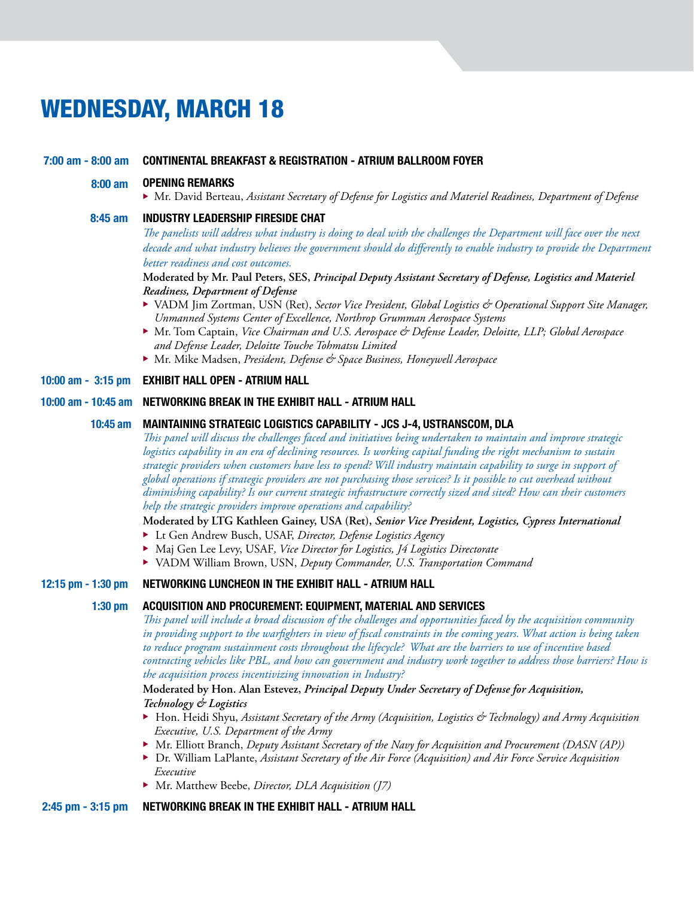# WEDNESDAY, MARCH 18

**7:00 am - 8:00 am** **CONTINENTAL BREAKFAST & REGISTRATION - ATRIUM BALLROOM FOYER**

**8:00 am** **OPENING REMARKS**

- Mr. David Berteau, *Assistant Secretary of Defense for Logistics and Materiel Readiness, Department of Defense*

**8:45 am** **INDUSTRY LEADERSHIP FIRESIDE CHAT**

*The panelists will address what industry is doing to deal with the challenges the Department will face over the next decade and what industry believes the government should do differently to enable industry to provide the Department better readiness and cost outcomes.*

**Moderated by Mr. Paul Peters, SES, *Principal Deputy Assistant Secretary of Defense, Logistics and Materiel Readiness, Department of Defense***

- VADM Jim Zortman, USN (Ret), *Sector Vice President, Global Logistics & Operational Support Site Manager, Unmanned Systems Center of Excellence, Northrop Grumman Aerospace Systems*
- Mr. Tom Captain, *Vice Chairman and U.S. Aerospace & Defense Leader, Deloitte, LLP; Global Aerospace and Defense Leader, Deloitte Touche Tohmatsu Limited*
- Mr. Mike Madsen, *President, Defense & Space Business, Honeywell Aerospace*

**10:00 am - 3:15 pm** **EXHIBIT HALL OPEN - ATRIUM HALL**

**10:00 am - 10:45 am** **NETWORKING BREAK IN THE EXHIBIT HALL - ATRIUM HALL**

**10:45 am** **MAINTAINING STRATEGIC LOGISTICS CAPABILITY - JCS J-4, USTRANSCOM, DLA**

*This panel will discuss the challenges faced and initiatives being undertaken to maintain and improve strategic logistics capability in an era of declining resources. Is working capital funding the right mechanism to sustain strategic providers when customers have less to spend? Will industry maintain capability to surge in support of global operations if strategic providers are not purchasing those services? Is it possible to cut overhead without diminishing capability? Is our current strategic infrastructure correctly sized and sited? How can their customers help the strategic providers improve operations and capability?*

**Moderated by LTG Kathleen Gainey, USA (Ret), *Senior Vice President, Logistics, Cypress International***

- Lt Gen Andrew Busch, USAF, *Director, Defense Logistics Agency*
- Maj Gen Lee Levy, USAF, *Vice Director for Logistics, J4 Logistics Directorate*
- VADM William Brown, USN, *Deputy Commander, U.S. Transportation Command*

**12:15 pm - 1:30 pm** **NETWORKING LUNCHEON IN THE EXHIBIT HALL - ATRIUM HALL**

**1:30 pm** **ACQUISITION AND PROCUREMENT: EQUIPMENT, MATERIAL AND SERVICES**

*This panel will include a broad discussion of the challenges and opportunities faced by the acquisition community in providing support to the warfighters in view of fiscal constraints in the coming years. What action is being taken to reduce program sustainment costs throughout the lifecycle? What are the barriers to use of incentive based contracting vehicles like PBL, and how can government and industry work together to address those barriers? How is the acquisition process incentivizing innovation in Industry?*

**Moderated by Hon. Alan Estevez, *Principal Deputy Under Secretary of Defense for Acquisition, Technology & Logistics***

- Hon. Heidi Shyu, *Assistant Secretary of the Army (Acquisition, Logistics & Technology) and Army Acquisition Executive, U.S. Department of the Army*
- Mr. Elliott Branch, *Deputy Assistant Secretary of the Navy for Acquisition and Procurement (DASN (AP))*
- Dr. William LaPlante, *Assistant Secretary of the Air Force (Acquisition) and Air Force Service Acquisition Executive*
- Mr. Matthew Beebe, *Director, DLA Acquisition (J7)*

**2:45 pm - 3:15 pm** **NETWORKING BREAK IN THE EXHIBIT HALL - ATRIUM HALL**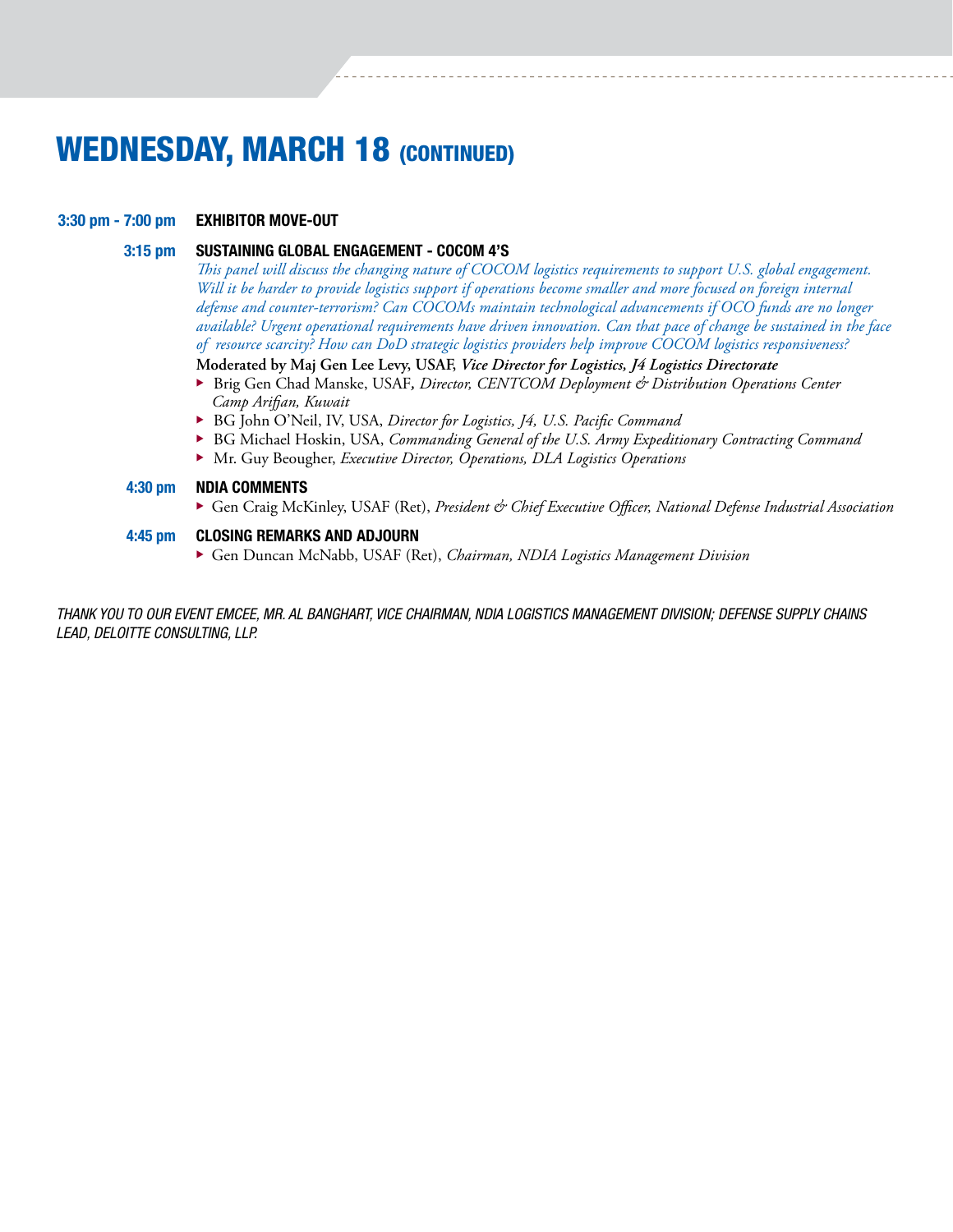# WEDNESDAY, MARCH 18 (CONTINUED)

**3:30 pm - 7:00 pm** **EXHIBITOR MOVE-OUT**

**3:15 pm** **SUSTAINING GLOBAL ENGAGEMENT - COCOM 4'S**

*This panel will discuss the changing nature of COCOM logistics requirements to support U.S. global engagement. Will it be harder to provide logistics support if operations become smaller and more focused on foreign internal defense and counter-terrorism? Can COCOMs maintain technological advancements if OCO funds are no longer available? Urgent operational requirements have driven innovation. Can that pace of change be sustained in the face of resource scarcity? How can DoD strategic logistics providers help improve COCOM logistics responsiveness?*

**Moderated by Maj Gen Lee Levy, USAF, *Vice Director for Logistics, J4 Logistics Directorate***

- Brig Gen Chad Manske, USAF, *Director, CENTCOM Deployment & Distribution Operations Center Camp Arifjan, Kuwait*
- BG John O'Neil, IV, USA, *Director for Logistics, J4, U.S. Pacific Command*
- BG Michael Hoskin, USA, *Commanding General of the U.S. Army Expeditionary Contracting Command*
- Mr. Guy Beougher, *Executive Director, Operations, DLA Logistics Operations*

**4:30 pm** **NDIA COMMENTS**

- Gen Craig McKinley, USAF (Ret), *President & Chief Executive Officer, National Defense Industrial Association*

**4:45 pm** **CLOSING REMARKS AND ADJOURN**

- Gen Duncan McNabb, USAF (Ret), *Chairman, NDIA Logistics Management Division*

*THANK YOU TO OUR EVENT EMCEE, MR. AL BANGHART, VICE CHAIRMAN, NDIA LOGISTICS MANAGEMENT DIVISION; DEFENSE SUPPLY CHAINS LEAD, DELOITTE CONSULTING, LLP.*